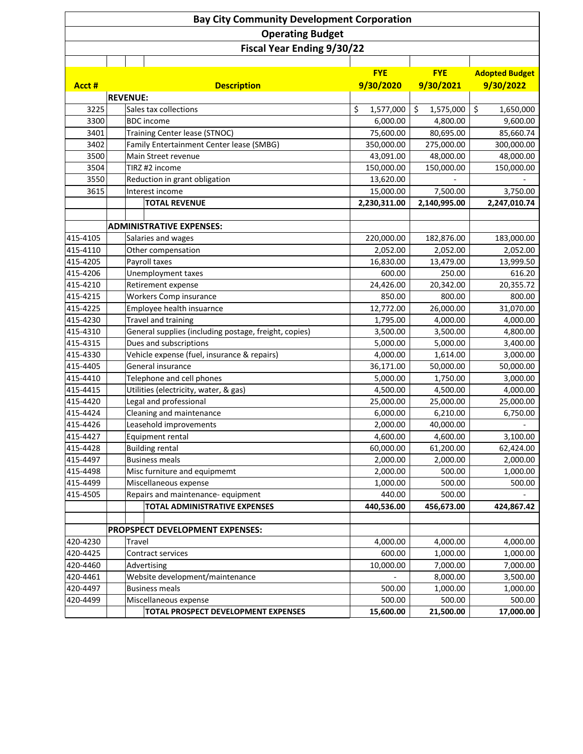# Bay City Community Development Corporation

## Operating Budget

### Fiscal Year Ending 9/30/22

| Acct # | Description | FYE 9/30/2020 | FYE 9/30/2021 | Adopted Budget 9/30/2022 |
|---|---|---|---|---|
| | **REVENUE:** | | | |
| 3225 | Sales tax collections | $ 1,577,000 | $ 1,575,000 | $ 1,650,000 |
| 3300 | BDC income | 6,000.00 | 4,800.00 | 9,600.00 |
| 3401 | Training Center lease (STNOC) | 75,600.00 | 80,695.00 | 85,660.74 |
| 3402 | Family Entertainment Center lease (SMBG) | 350,000.00 | 275,000.00 | 300,000.00 |
| 3500 | Main Street revenue | 43,091.00 | 48,000.00 | 48,000.00 |
| 3504 | TIRZ #2 income | 150,000.00 | 150,000.00 | 150,000.00 |
| 3550 | Reduction in grant obligation | 13,620.00 | - | - |
| 3615 | Interest income | 15,000.00 | 7,500.00 | 3,750.00 |
| | **TOTAL REVENUE** | **2,230,311.00** | **2,140,995.00** | **2,247,010.74** |
| | | | | |
| | **ADMINISTRATIVE EXPENSES:** | | | |
| 415-4105 | Salaries and wages | 220,000.00 | 182,876.00 | 183,000.00 |
| 415-4110 | Other compensation | 2,052.00 | 2,052.00 | 2,052.00 |
| 415-4205 | Payroll taxes | 16,830.00 | 13,479.00 | 13,999.50 |
| 415-4206 | Unemployment taxes | 600.00 | 250.00 | 616.20 |
| 415-4210 | Retirement expense | 24,426.00 | 20,342.00 | 20,355.72 |
| 415-4215 | Workers Comp insurance | 850.00 | 800.00 | 800.00 |
| 415-4225 | Employee health insuarnce | 12,772.00 | 26,000.00 | 31,070.00 |
| 415-4230 | Travel and training | 1,795.00 | 4,000.00 | 4,000.00 |
| 415-4310 | General supplies (including postage, freight, copies) | 3,500.00 | 3,500.00 | 4,800.00 |
| 415-4315 | Dues and subscriptions | 5,000.00 | 5,000.00 | 3,400.00 |
| 415-4330 | Vehicle expense (fuel, insurance & repairs) | 4,000.00 | 1,614.00 | 3,000.00 |
| 415-4405 | General insurance | 36,171.00 | 50,000.00 | 50,000.00 |
| 415-4410 | Telephone and cell phones | 5,000.00 | 1,750.00 | 3,000.00 |
| 415-4415 | Utilities (electricity, water, & gas) | 4,500.00 | 4,500.00 | 4,000.00 |
| 415-4420 | Legal and professional | 25,000.00 | 25,000.00 | 25,000.00 |
| 415-4424 | Cleaning and maintenance | 6,000.00 | 6,210.00 | 6,750.00 |
| 415-4426 | Leasehold improvements | 2,000.00 | 40,000.00 | - |
| 415-4427 | Equipment rental | 4,600.00 | 4,600.00 | 3,100.00 |
| 415-4428 | Building rental | 60,000.00 | 61,200.00 | 62,424.00 |
| 415-4497 | Business meals | 2,000.00 | 2,000.00 | 2,000.00 |
| 415-4498 | Misc furniture and equipmemt | 2,000.00 | 500.00 | 1,000.00 |
| 415-4499 | Miscellaneous expense | 1,000.00 | 500.00 | 500.00 |
| 415-4505 | Repairs and maintenance- equipment | 440.00 | 500.00 | - |
| | **TOTAL ADMINISTRATIVE EXPENSES** | **440,536.00** | **456,673.00** | **424,867.42** |
| | | | | |
| | **PROPSPECT DEVELOPMENT EXPENSES:** | | | |
| 420-4230 | Travel | 4,000.00 | 4,000.00 | 4,000.00 |
| 420-4425 | Contract services | 600.00 | 1,000.00 | 1,000.00 |
| 420-4460 | Advertising | 10,000.00 | 7,000.00 | 7,000.00 |
| 420-4461 | Website development/maintenance | - | 8,000.00 | 3,500.00 |
| 420-4497 | Business meals | 500.00 | 1,000.00 | 1,000.00 |
| 420-4499 | Miscellaneous expense | 500.00 | 500.00 | 500.00 |
| | **TOTAL PROSPECT DEVELOPMENT EXPENSES** | **15,600.00** | **21,500.00** | **17,000.00** |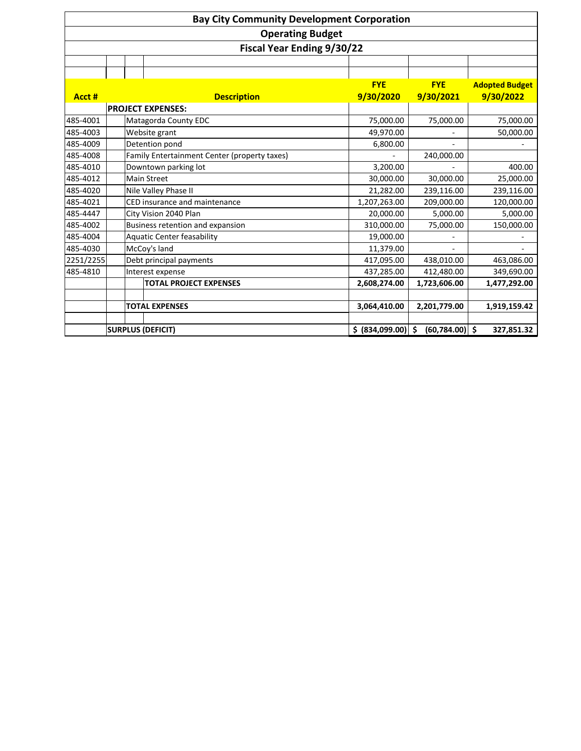## Bay City Community Development Corporation

## Operating Budget

## Fiscal Year Ending 9/30/22

| Acct # | Description | FYE 9/30/2020 | FYE 9/30/2021 | Adopted Budget 9/30/2022 |
|---|---|---|---|---|
| | **PROJECT EXPENSES:** | | | |
| 485-4001 | Matagorda County EDC | 75,000.00 | 75,000.00 | 75,000.00 |
| 485-4003 | Website grant | 49,970.00 | - | 50,000.00 |
| 485-4009 | Detention pond | 6,800.00 | - | - |
| 485-4008 | Family Entertainment Center (property taxes) | - | 240,000.00 | |
| 485-4010 | Downtown parking lot | 3,200.00 | - | 400.00 |
| 485-4012 | Main Street | 30,000.00 | 30,000.00 | 25,000.00 |
| 485-4020 | Nile Valley Phase II | 21,282.00 | 239,116.00 | 239,116.00 |
| 485-4021 | CED insurance and maintenance | 1,207,263.00 | 209,000.00 | 120,000.00 |
| 485-4447 | City Vision 2040 Plan | 20,000.00 | 5,000.00 | 5,000.00 |
| 485-4002 | Business retention and expansion | 310,000.00 | 75,000.00 | 150,000.00 |
| 485-4004 | Aquatic Center feasability | 19,000.00 | - | - |
| 485-4030 | McCoy's land | 11,379.00 | - | - |
| 2251/2255 | Debt principal payments | 417,095.00 | 438,010.00 | 463,086.00 |
| 485-4810 | Interest expense | 437,285.00 | 412,480.00 | 349,690.00 |
| | **TOTAL PROJECT EXPENSES** | **2,608,274.00** | **1,723,606.00** | **1,477,292.00** |
| | | | | |
| | **TOTAL EXPENSES** | **3,064,410.00** | **2,201,779.00** | **1,919,159.42** |
| | | | | |
| | **SURPLUS (DEFICIT)** | **$ (834,099.00)** | **$ (60,784.00)** | **$ 327,851.32** |